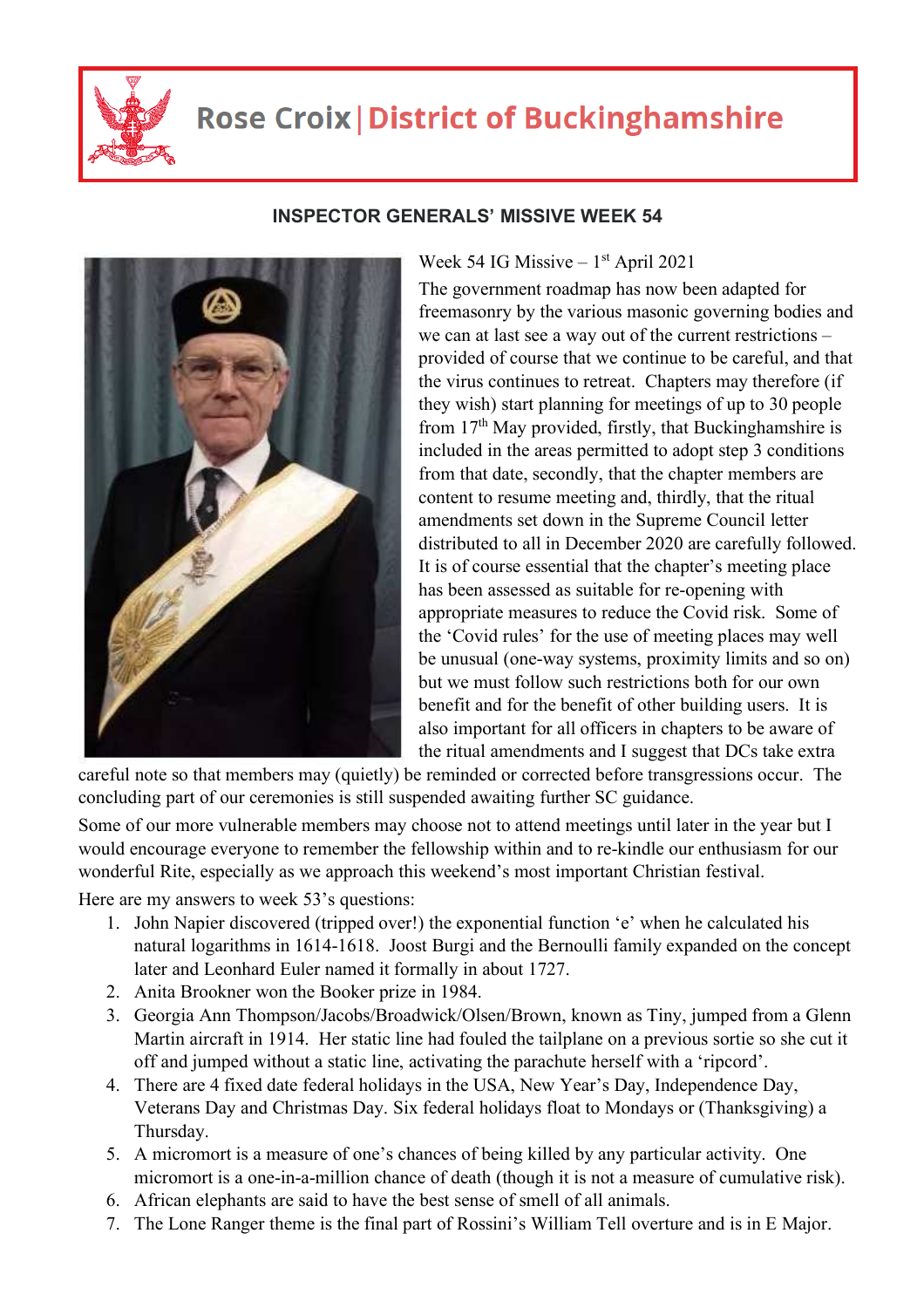# Rose Croix | District of Buckinghamshire

## INSPECTOR GENERALS' MISSIVE WEEK 54

Week 54 IG Missive – 1st April 2021

The government roadmap has now been adapted for freemasonry by the various masonic governing bodies and we can at last see a way out of the current restrictions – provided of course that we continue to be careful, and that the virus continues to retreat. Chapters may therefore (if they wish) start planning for meetings of up to 30 people from 17th May provided, firstly, that Buckinghamshire is included in the areas permitted to adopt step 3 conditions from that date, secondly, that the chapter members are content to resume meeting and, thirdly, that the ritual amendments set down in the Supreme Council letter distributed to all in December 2020 are carefully followed. It is of course essential that the chapter's meeting place has been assessed as suitable for re-opening with appropriate measures to reduce the Covid risk. Some of the 'Covid rules' for the use of meeting places may well be unusual (one-way systems, proximity limits and so on) but we must follow such restrictions both for our own benefit and for the benefit of other building users. It is also important for all officers in chapters to be aware of the ritual amendments and I suggest that DCs take extra careful note so that members may (quietly) be reminded or corrected before transgressions occur. The concluding part of our ceremonies is still suspended awaiting further SC guidance.

Some of our more vulnerable members may choose not to attend meetings until later in the year but I would encourage everyone to remember the fellowship within and to re-kindle our enthusiasm for our wonderful Rite, especially as we approach this weekend's most important Christian festival.

Here are my answers to week 53's questions:

1. John Napier discovered (tripped over!) the exponential function 'e' when he calculated his natural logarithms in 1614-1618. Joost Burgi and the Bernoulli family expanded on the concept later and Leonhard Euler named it formally in about 1727.
2. Anita Brookner won the Booker prize in 1984.
3. Georgia Ann Thompson/Jacobs/Broadwick/Olsen/Brown, known as Tiny, jumped from a Glenn Martin aircraft in 1914. Her static line had fouled the tailplane on a previous sortie so she cut it off and jumped without a static line, activating the parachute herself with a 'ripcord'.
4. There are 4 fixed date federal holidays in the USA, New Year's Day, Independence Day, Veterans Day and Christmas Day. Six federal holidays float to Mondays or (Thanksgiving) a Thursday.
5. A micromort is a measure of one's chances of being killed by any particular activity. One micromort is a one-in-a-million chance of death (though it is not a measure of cumulative risk).
6. African elephants are said to have the best sense of smell of all animals.
7. The Lone Ranger theme is the final part of Rossini's William Tell overture and is in E Major.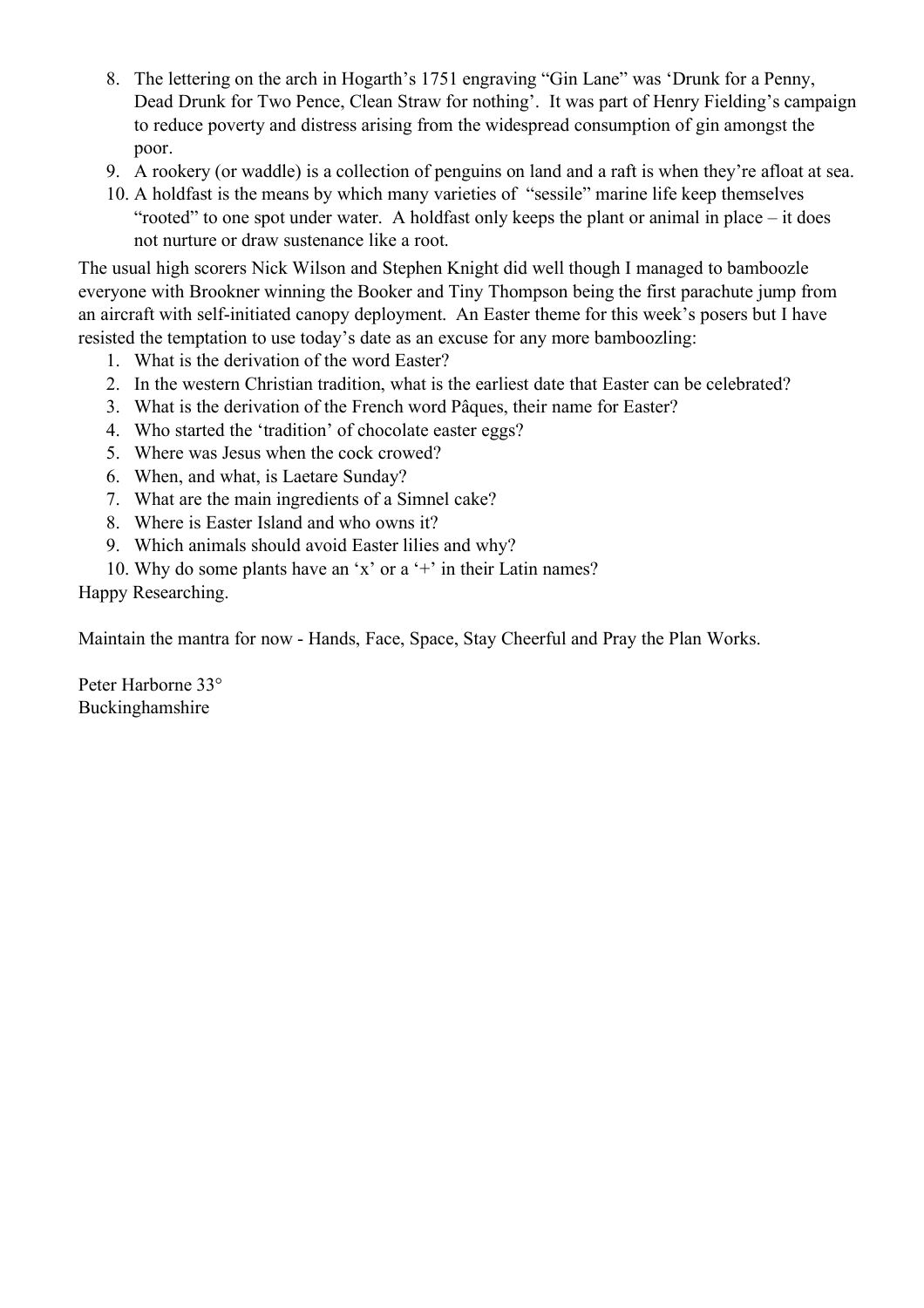8. The lettering on the arch in Hogarth's 1751 engraving "Gin Lane" was 'Drunk for a Penny, Dead Drunk for Two Pence, Clean Straw for nothing'. It was part of Henry Fielding's campaign to reduce poverty and distress arising from the widespread consumption of gin amongst the poor.
9. A rookery (or waddle) is a collection of penguins on land and a raft is when they're afloat at sea.
10. A holdfast is the means by which many varieties of "sessile" marine life keep themselves "rooted" to one spot under water. A holdfast only keeps the plant or animal in place – it does not nurture or draw sustenance like a root.

The usual high scorers Nick Wilson and Stephen Knight did well though I managed to bamboozle everyone with Brookner winning the Booker and Tiny Thompson being the first parachute jump from an aircraft with self-initiated canopy deployment. An Easter theme for this week's posers but I have resisted the temptation to use today's date as an excuse for any more bamboozling:

1. What is the derivation of the word Easter?
2. In the western Christian tradition, what is the earliest date that Easter can be celebrated?
3. What is the derivation of the French word Pâques, their name for Easter?
4. Who started the 'tradition' of chocolate easter eggs?
5. Where was Jesus when the cock crowed?
6. When, and what, is Laetare Sunday?
7. What are the main ingredients of a Simnel cake?
8. Where is Easter Island and who owns it?
9. Which animals should avoid Easter lilies and why?
10. Why do some plants have an 'x' or a '+' in their Latin names?

Happy Researching.

Maintain the mantra for now - Hands, Face, Space, Stay Cheerful and Pray the Plan Works.

Peter Harborne 33°
Buckinghamshire